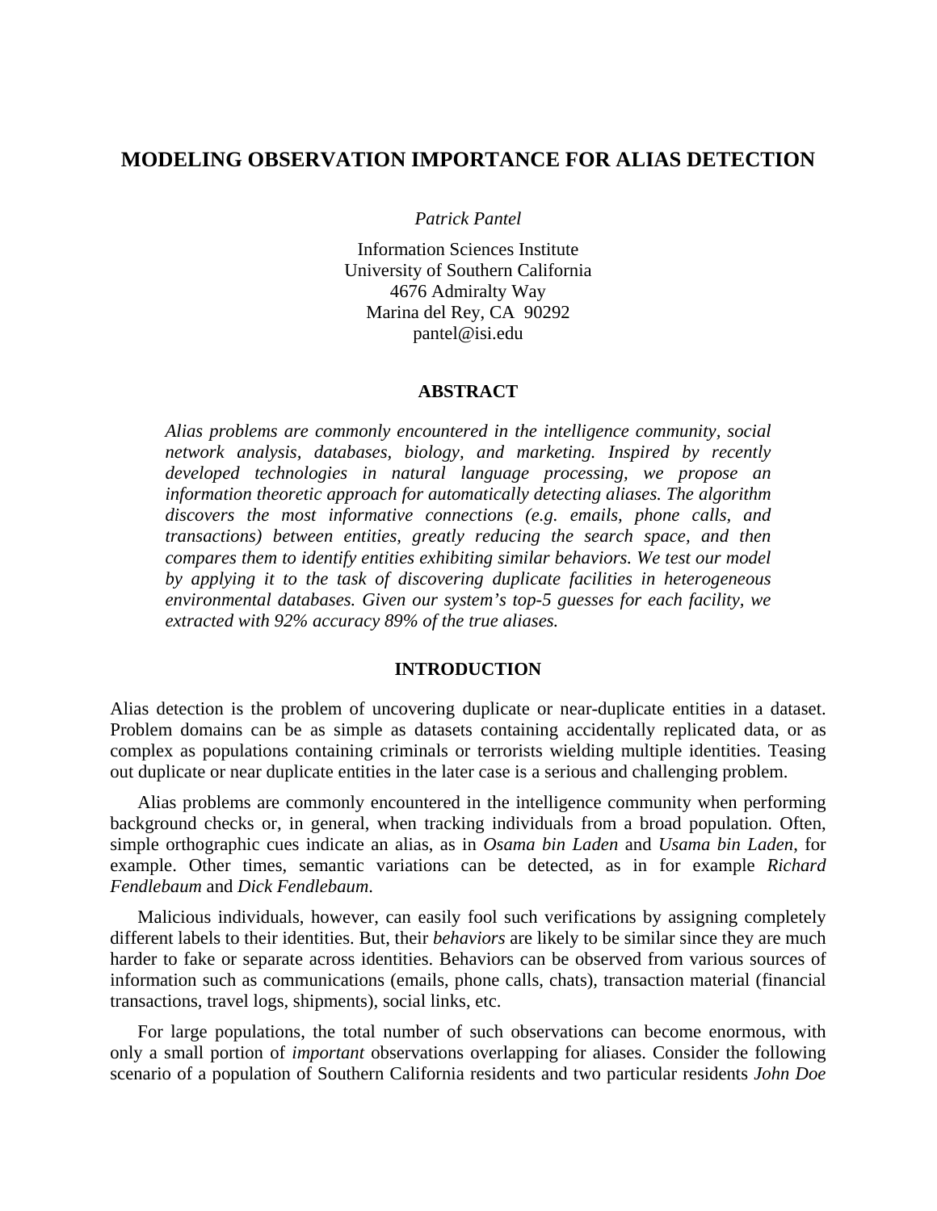# MODELING OBSERVATION IMPORTANCE FOR ALIAS DETECTION

*Patrick Pantel*

Information Sciences Institute
University of Southern California
4676 Admiralty Way
Marina del Rey, CA 90292
pantel@isi.edu

## ABSTRACT

*Alias problems are commonly encountered in the intelligence community, social network analysis, databases, biology, and marketing. Inspired by recently developed technologies in natural language processing, we propose an information theoretic approach for automatically detecting aliases. The algorithm discovers the most informative connections (e.g. emails, phone calls, and transactions) between entities, greatly reducing the search space, and then compares them to identify entities exhibiting similar behaviors. We test our model by applying it to the task of discovering duplicate facilities in heterogeneous environmental databases. Given our system's top-5 guesses for each facility, we extracted with 92% accuracy 89% of the true aliases.*

## INTRODUCTION

Alias detection is the problem of uncovering duplicate or near-duplicate entities in a dataset. Problem domains can be as simple as datasets containing accidentally replicated data, or as complex as populations containing criminals or terrorists wielding multiple identities. Teasing out duplicate or near duplicate entities in the later case is a serious and challenging problem.

Alias problems are commonly encountered in the intelligence community when performing background checks or, in general, when tracking individuals from a broad population. Often, simple orthographic cues indicate an alias, as in *Osama bin Laden* and *Usama bin Laden*, for example. Other times, semantic variations can be detected, as in for example *Richard Fendlebaum* and *Dick Fendlebaum*.

Malicious individuals, however, can easily fool such verifications by assigning completely different labels to their identities. But, their *behaviors* are likely to be similar since they are much harder to fake or separate across identities. Behaviors can be observed from various sources of information such as communications (emails, phone calls, chats), transaction material (financial transactions, travel logs, shipments), social links, etc.

For large populations, the total number of such observations can become enormous, with only a small portion of *important* observations overlapping for aliases. Consider the following scenario of a population of Southern California residents and two particular residents *John Doe*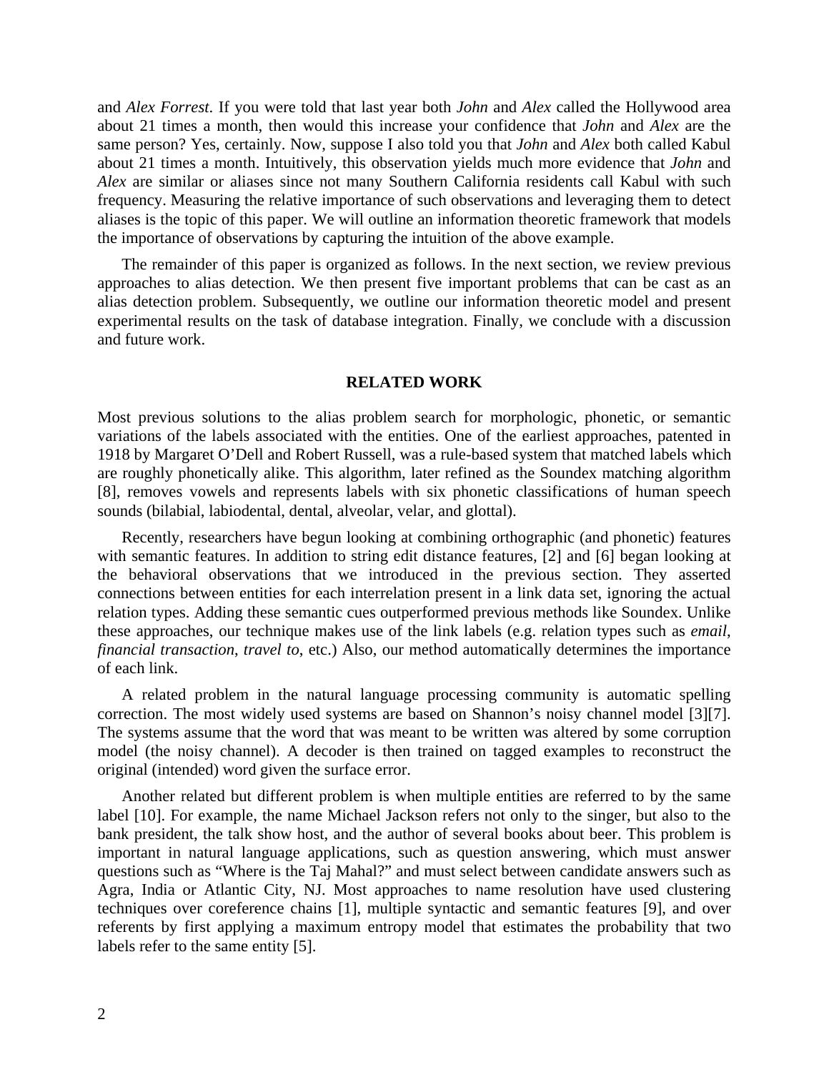and *Alex Forrest*. If you were told that last year both *John* and *Alex* called the Hollywood area about 21 times a month, then would this increase your confidence that *John* and *Alex* are the same person? Yes, certainly. Now, suppose I also told you that *John* and *Alex* both called Kabul about 21 times a month. Intuitively, this observation yields much more evidence that *John* and *Alex* are similar or aliases since not many Southern California residents call Kabul with such frequency. Measuring the relative importance of such observations and leveraging them to detect aliases is the topic of this paper. We will outline an information theoretic framework that models the importance of observations by capturing the intuition of the above example.

The remainder of this paper is organized as follows. In the next section, we review previous approaches to alias detection. We then present five important problems that can be cast as an alias detection problem. Subsequently, we outline our information theoretic model and present experimental results on the task of database integration. Finally, we conclude with a discussion and future work.

## RELATED WORK

Most previous solutions to the alias problem search for morphologic, phonetic, or semantic variations of the labels associated with the entities. One of the earliest approaches, patented in 1918 by Margaret O'Dell and Robert Russell, was a rule-based system that matched labels which are roughly phonetically alike. This algorithm, later refined as the Soundex matching algorithm [8], removes vowels and represents labels with six phonetic classifications of human speech sounds (bilabial, labiodental, dental, alveolar, velar, and glottal).

Recently, researchers have begun looking at combining orthographic (and phonetic) features with semantic features. In addition to string edit distance features, [2] and [6] began looking at the behavioral observations that we introduced in the previous section. They asserted connections between entities for each interrelation present in a link data set, ignoring the actual relation types. Adding these semantic cues outperformed previous methods like Soundex. Unlike these approaches, our technique makes use of the link labels (e.g. relation types such as *email*, *financial transaction*, *travel to*, etc.) Also, our method automatically determines the importance of each link.

A related problem in the natural language processing community is automatic spelling correction. The most widely used systems are based on Shannon's noisy channel model [3][7]. The systems assume that the word that was meant to be written was altered by some corruption model (the noisy channel). A decoder is then trained on tagged examples to reconstruct the original (intended) word given the surface error.

Another related but different problem is when multiple entities are referred to by the same label [10]. For example, the name Michael Jackson refers not only to the singer, but also to the bank president, the talk show host, and the author of several books about beer. This problem is important in natural language applications, such as question answering, which must answer questions such as "Where is the Taj Mahal?" and must select between candidate answers such as Agra, India or Atlantic City, NJ. Most approaches to name resolution have used clustering techniques over coreference chains [1], multiple syntactic and semantic features [9], and over referents by first applying a maximum entropy model that estimates the probability that two labels refer to the same entity [5].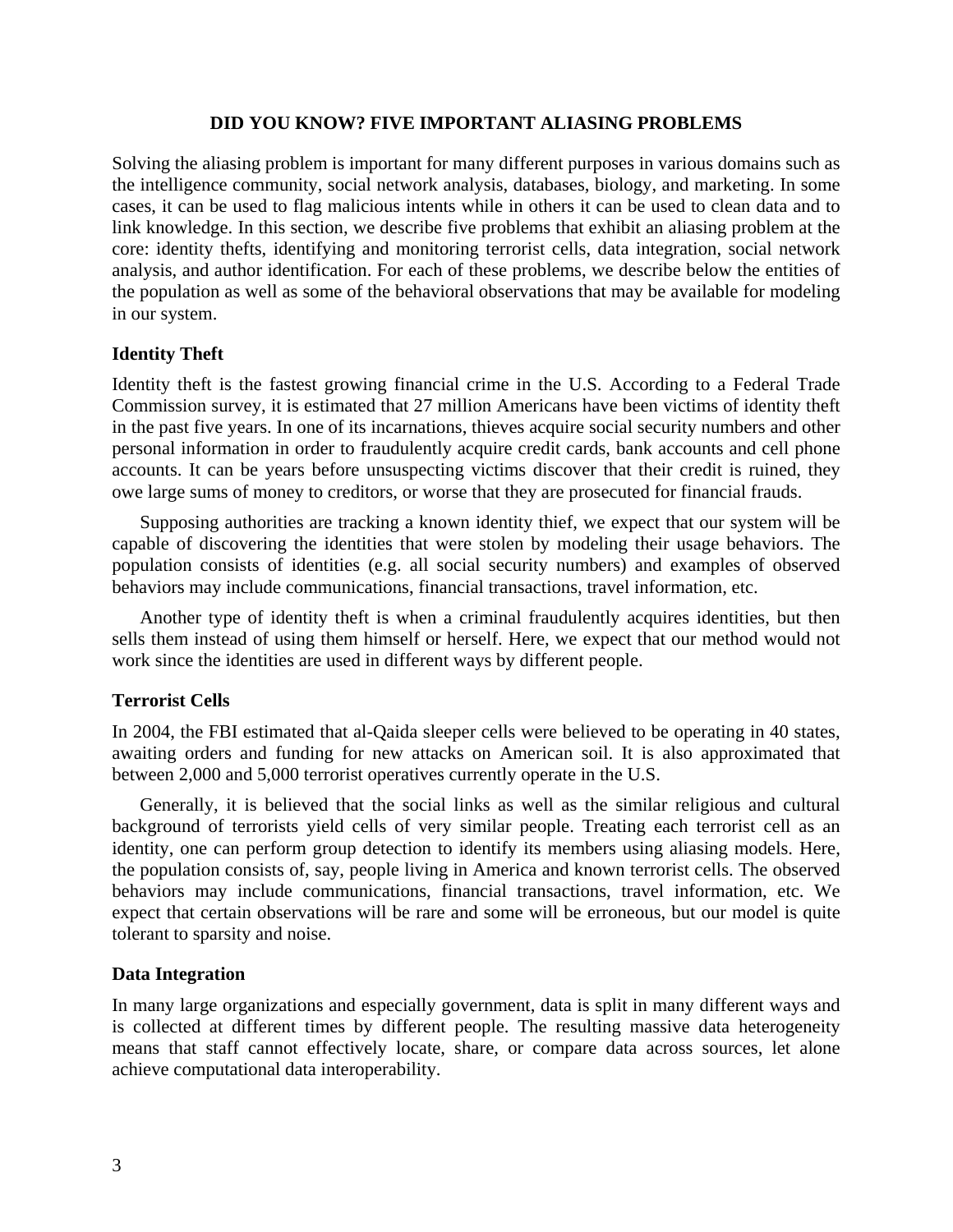## DID YOU KNOW? FIVE IMPORTANT ALIASING PROBLEMS

Solving the aliasing problem is important for many different purposes in various domains such as the intelligence community, social network analysis, databases, biology, and marketing. In some cases, it can be used to flag malicious intents while in others it can be used to clean data and to link knowledge. In this section, we describe five problems that exhibit an aliasing problem at the core: identity thefts, identifying and monitoring terrorist cells, data integration, social network analysis, and author identification. For each of these problems, we describe below the entities of the population as well as some of the behavioral observations that may be available for modeling in our system.

### Identity Theft

Identity theft is the fastest growing financial crime in the U.S. According to a Federal Trade Commission survey, it is estimated that 27 million Americans have been victims of identity theft in the past five years. In one of its incarnations, thieves acquire social security numbers and other personal information in order to fraudulently acquire credit cards, bank accounts and cell phone accounts. It can be years before unsuspecting victims discover that their credit is ruined, they owe large sums of money to creditors, or worse that they are prosecuted for financial frauds.

Supposing authorities are tracking a known identity thief, we expect that our system will be capable of discovering the identities that were stolen by modeling their usage behaviors. The population consists of identities (e.g. all social security numbers) and examples of observed behaviors may include communications, financial transactions, travel information, etc.

Another type of identity theft is when a criminal fraudulently acquires identities, but then sells them instead of using them himself or herself. Here, we expect that our method would not work since the identities are used in different ways by different people.

### Terrorist Cells

In 2004, the FBI estimated that al-Qaida sleeper cells were believed to be operating in 40 states, awaiting orders and funding for new attacks on American soil. It is also approximated that between 2,000 and 5,000 terrorist operatives currently operate in the U.S.

Generally, it is believed that the social links as well as the similar religious and cultural background of terrorists yield cells of very similar people. Treating each terrorist cell as an identity, one can perform group detection to identify its members using aliasing models. Here, the population consists of, say, people living in America and known terrorist cells. The observed behaviors may include communications, financial transactions, travel information, etc. We expect that certain observations will be rare and some will be erroneous, but our model is quite tolerant to sparsity and noise.

### Data Integration

In many large organizations and especially government, data is split in many different ways and is collected at different times by different people. The resulting massive data heterogeneity means that staff cannot effectively locate, share, or compare data across sources, let alone achieve computational data interoperability.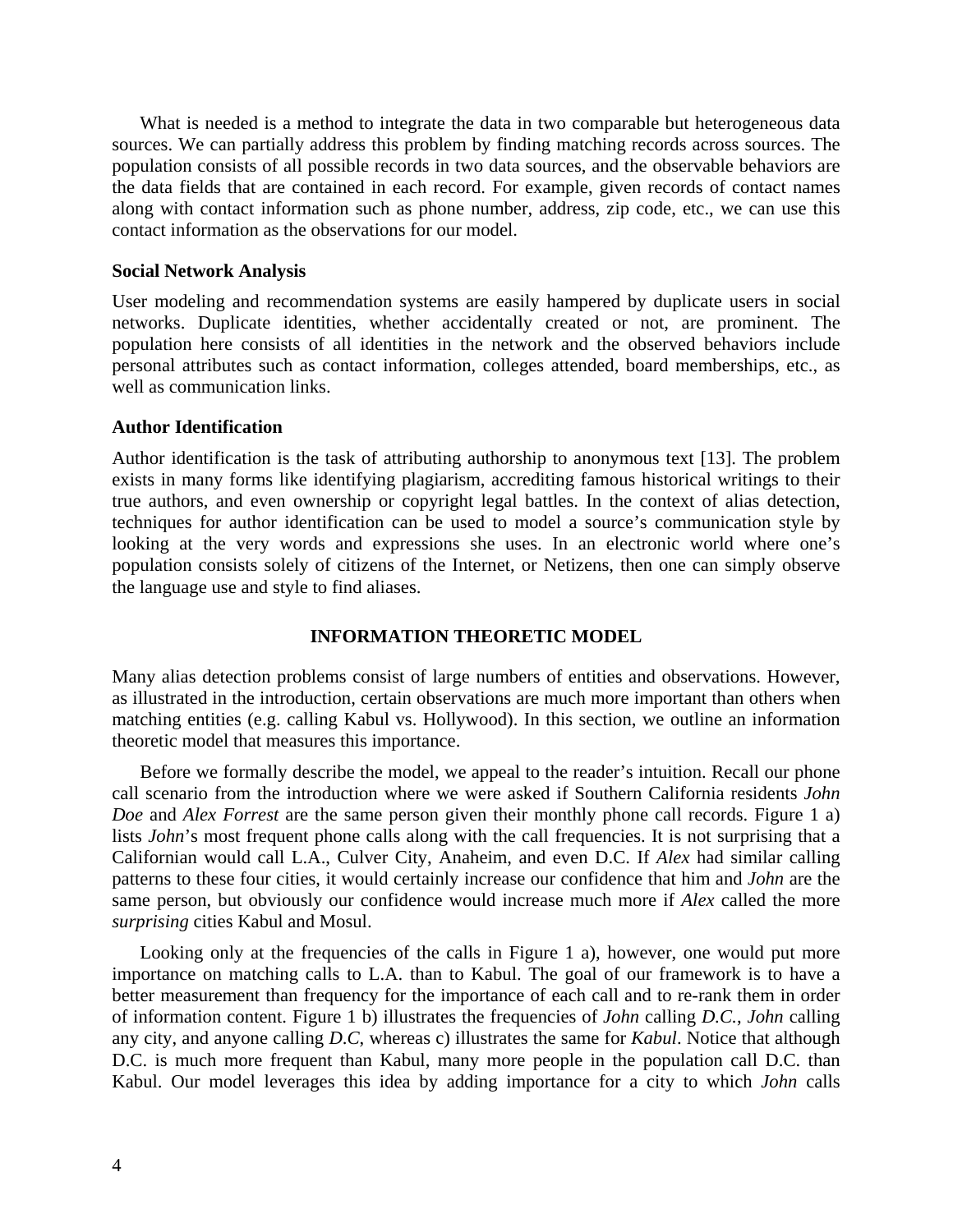What is needed is a method to integrate the data in two comparable but heterogeneous data sources. We can partially address this problem by finding matching records across sources. The population consists of all possible records in two data sources, and the observable behaviors are the data fields that are contained in each record. For example, given records of contact names along with contact information such as phone number, address, zip code, etc., we can use this contact information as the observations for our model.

### Social Network Analysis

User modeling and recommendation systems are easily hampered by duplicate users in social networks. Duplicate identities, whether accidentally created or not, are prominent. The population here consists of all identities in the network and the observed behaviors include personal attributes such as contact information, colleges attended, board memberships, etc., as well as communication links.

### Author Identification

Author identification is the task of attributing authorship to anonymous text [13]. The problem exists in many forms like identifying plagiarism, accrediting famous historical writings to their true authors, and even ownership or copyright legal battles. In the context of alias detection, techniques for author identification can be used to model a source's communication style by looking at the very words and expressions she uses. In an electronic world where one's population consists solely of citizens of the Internet, or Netizens, then one can simply observe the language use and style to find aliases.

## INFORMATION THEORETIC MODEL

Many alias detection problems consist of large numbers of entities and observations. However, as illustrated in the introduction, certain observations are much more important than others when matching entities (e.g. calling Kabul vs. Hollywood). In this section, we outline an information theoretic model that measures this importance.

Before we formally describe the model, we appeal to the reader's intuition. Recall our phone call scenario from the introduction where we were asked if Southern California residents *John Doe* and *Alex Forrest* are the same person given their monthly phone call records. Figure 1 a) lists *John*'s most frequent phone calls along with the call frequencies. It is not surprising that a Californian would call L.A., Culver City, Anaheim, and even D.C. If *Alex* had similar calling patterns to these four cities, it would certainly increase our confidence that him and *John* are the same person, but obviously our confidence would increase much more if *Alex* called the more *surprising* cities Kabul and Mosul.

Looking only at the frequencies of the calls in Figure 1 a), however, one would put more importance on matching calls to L.A. than to Kabul. The goal of our framework is to have a better measurement than frequency for the importance of each call and to re-rank them in order of information content. Figure 1 b) illustrates the frequencies of *John* calling *D.C.*, *John* calling any city, and anyone calling *D.C*, whereas c) illustrates the same for *Kabul*. Notice that although D.C. is much more frequent than Kabul, many more people in the population call D.C. than Kabul. Our model leverages this idea by adding importance for a city to which *John* calls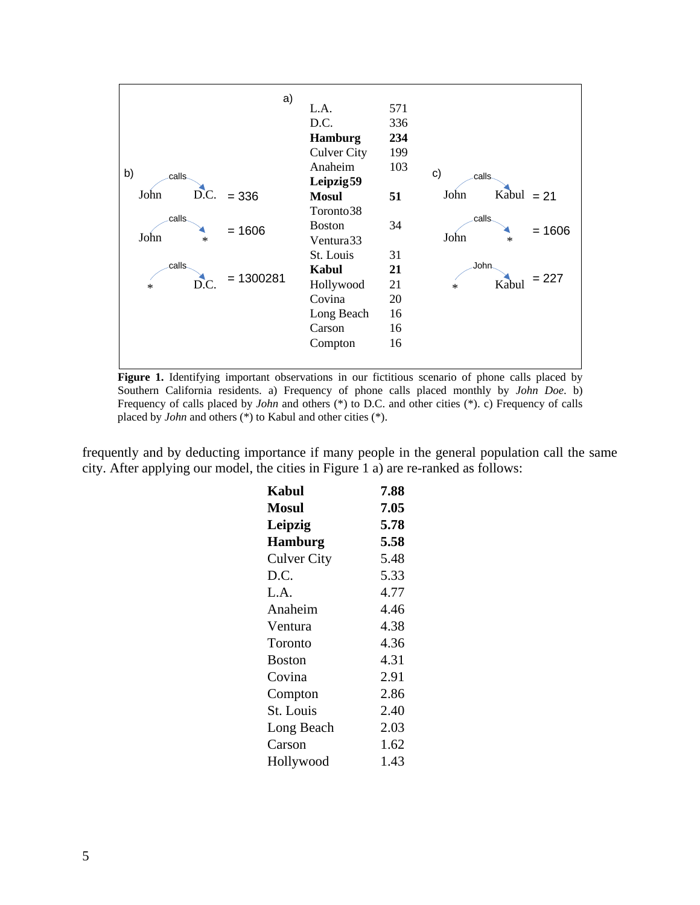a)

| City | Calls |
|---|---|
| L.A. | 571 |
| D.C. | 336 |
| **Hamburg** | **234** |
| Culver City | 199 |
| Anaheim | 103 |
| **Leipzig** | **59** |
| **Mosul** | **51** |
| Toronto | 38 |
| Boston | 34 |
| Ventura | 33 |
| St. Louis | 31 |
| **Kabul** | **21** |
| Hollywood | 21 |
| Covina | 20 |
| Long Beach | 16 |
| Carson | 16 |
| Compton | 16 |

b)

John –calls→ D.C. = 336

John –calls→ * = 1606

* –calls→ D.C. = 1300281

c)

John –calls→ Kabul = 21

John –calls→ * = 1606

* –John→ Kabul = 227

**Figure 1.** Identifying important observations in our fictitious scenario of phone calls placed by Southern California residents. a) Frequency of phone calls placed monthly by *John Doe*. b) Frequency of calls placed by *John* and others (*) to D.C. and other cities (*). c) Frequency of calls placed by *John* and others (*) to Kabul and other cities (*).

frequently and by deducting importance if many people in the general population call the same city. After applying our model, the cities in Figure 1 a) are re-ranked as follows:

| City | Score |
|---|---|
| **Kabul** | **7.88** |
| **Mosul** | **7.05** |
| **Leipzig** | **5.78** |
| **Hamburg** | **5.58** |
| Culver City | 5.48 |
| D.C. | 5.33 |
| L.A. | 4.77 |
| Anaheim | 4.46 |
| Ventura | 4.38 |
| Toronto | 4.36 |
| Boston | 4.31 |
| Covina | 2.91 |
| Compton | 2.86 |
| St. Louis | 2.40 |
| Long Beach | 2.03 |
| Carson | 1.62 |
| Hollywood | 1.43 |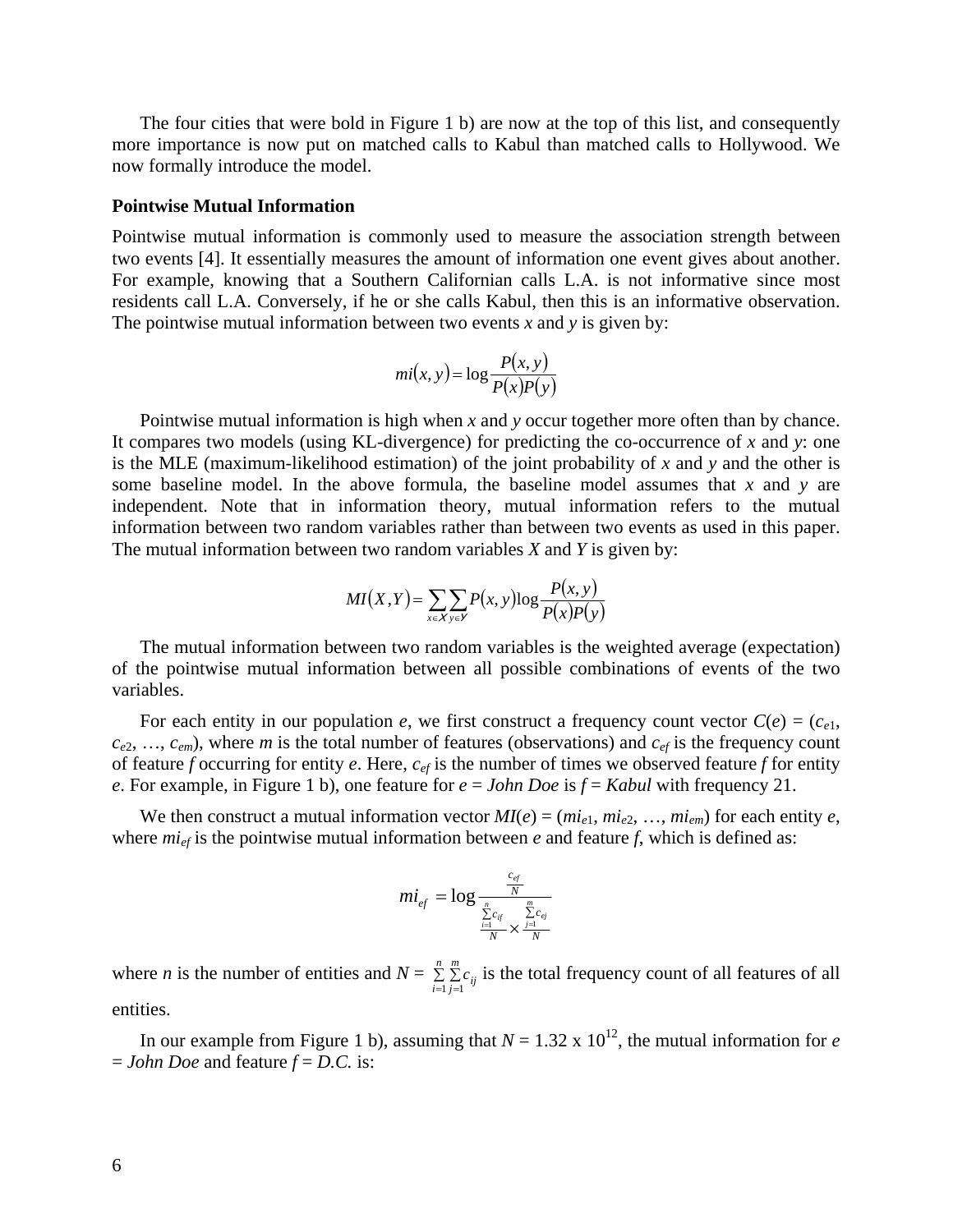The four cities that were bold in Figure 1 b) are now at the top of this list, and consequently more importance is now put on matched calls to Kabul than matched calls to Hollywood. We now formally introduce the model.

**Pointwise Mutual Information**

Pointwise mutual information is commonly used to measure the association strength between two events [4]. It essentially measures the amount of information one event gives about another. For example, knowing that a Southern Californian calls L.A. is not informative since most residents call L.A. Conversely, if he or she calls Kabul, then this is an informative observation. The pointwise mutual information between two events *x* and *y* is given by:

$$mi(x, y) = \log \frac{P(x, y)}{P(x)P(y)}$$

Pointwise mutual information is high when *x* and *y* occur together more often than by chance. It compares two models (using KL-divergence) for predicting the co-occurrence of *x* and *y*: one is the MLE (maximum-likelihood estimation) of the joint probability of *x* and *y* and the other is some baseline model. In the above formula, the baseline model assumes that *x* and *y* are independent. Note that in information theory, mutual information refers to the mutual information between two random variables rather than between two events as used in this paper. The mutual information between two random variables *X* and *Y* is given by:

$$MI(X, Y) = \sum_{x \in X} \sum_{y \in Y} P(x, y) \log \frac{P(x, y)}{P(x)P(y)}$$

The mutual information between two random variables is the weighted average (expectation) of the pointwise mutual information between all possible combinations of events of the two variables.

For each entity in our population *e*, we first construct a frequency count vector $C(e) = (c_{e1}, c_{e2}, \ldots, c_{em})$, where *m* is the total number of features (observations) and $c_{ef}$ is the frequency count of feature *f* occurring for entity *e*. Here, $c_{ef}$ is the number of times we observed feature *f* for entity *e*. For example, in Figure 1 b), one feature for *e = John Doe* is *f = Kabul* with frequency 21.

We then construct a mutual information vector $MI(e) = (mi_{e1}, mi_{e2}, \ldots, mi_{em})$ for each entity *e*, where $mi_{ef}$ is the pointwise mutual information between *e* and feature *f*, which is defined as:

$$mi_{ef} = \log \frac{\frac{c_{ef}}{N}}{\frac{\sum_{i=1}^{n} c_{if}}{N} \times \frac{\sum_{j=1}^{m} c_{ej}}{N}}$$

where *n* is the number of entities and $N = \sum_{i=1}^{n} \sum_{j=1}^{m} c_{ij}$ is the total frequency count of all features of all entities.

In our example from Figure 1 b), assuming that $N = 1.32 \times 10^{12}$, the mutual information for *e = John Doe* and feature *f = D.C.* is: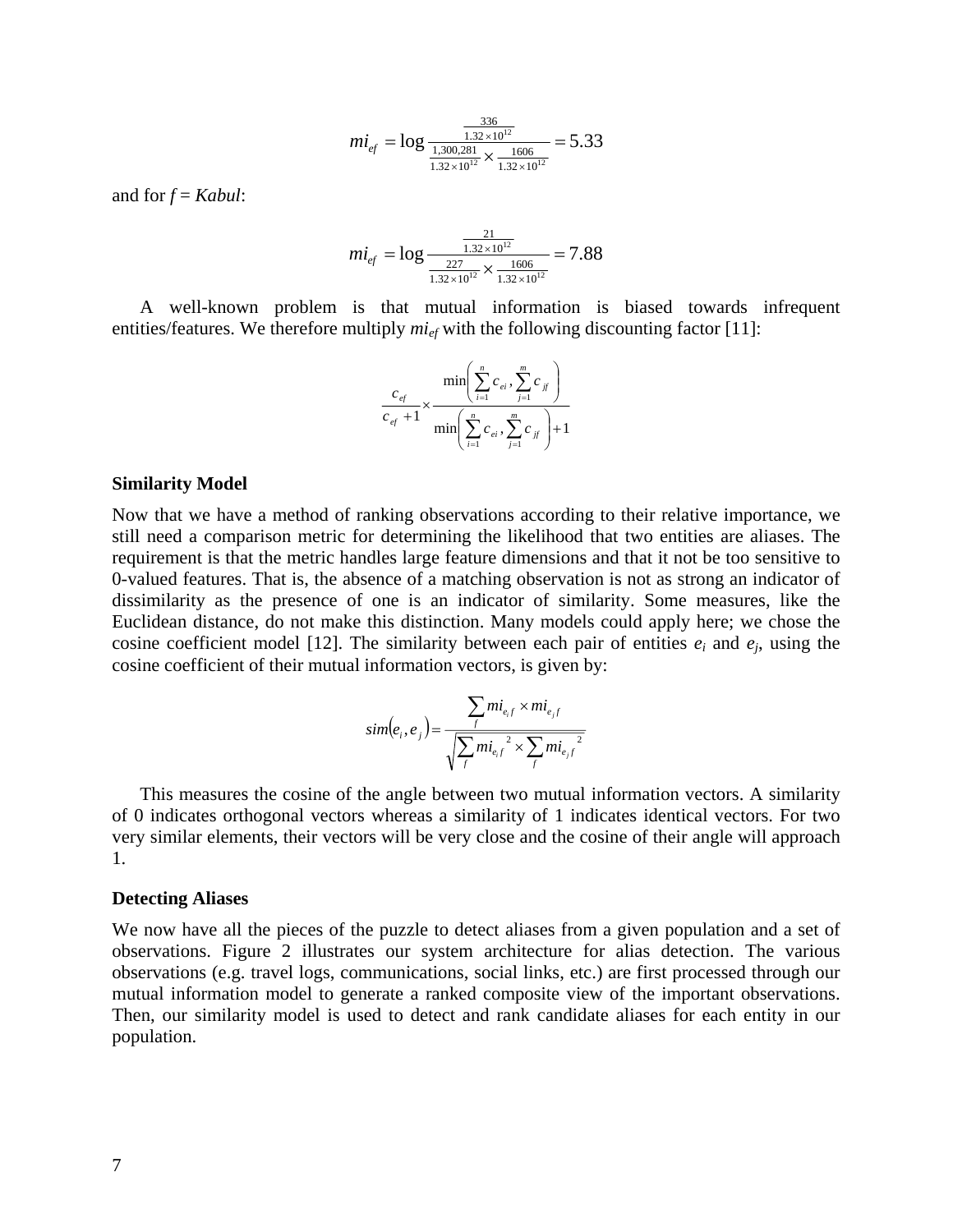$$mi_{ef} = \log \frac{\frac{336}{1.32 \times 10^{12}}}{\frac{1,300,281}{1.32 \times 10^{12}} \times \frac{1606}{1.32 \times 10^{12}}} = 5.33$$

and for $f$ = *Kabul*:

$$mi_{ef} = \log \frac{\frac{21}{1.32 \times 10^{12}}}{\frac{227}{1.32 \times 10^{12}} \times \frac{1606}{1.32 \times 10^{12}}} = 7.88$$

A well-known problem is that mutual information is biased towards infrequent entities/features. We therefore multiply $mi_{ef}$ with the following discounting factor [11]:

$$\frac{c_{ef}}{c_{ef}+1} \times \frac{\min\left(\sum_{i=1}^{n} c_{ei}, \sum_{j=1}^{m} c_{jf}\right)}{\min\left(\sum_{i=1}^{n} c_{ei}, \sum_{j=1}^{m} c_{jf}\right)+1}$$

**Similarity Model**

Now that we have a method of ranking observations according to their relative importance, we still need a comparison metric for determining the likelihood that two entities are aliases. The requirement is that the metric handles large feature dimensions and that it not be too sensitive to 0-valued features. That is, the absence of a matching observation is not as strong an indicator of dissimilarity as the presence of one is an indicator of similarity. Some measures, like the Euclidean distance, do not make this distinction. Many models could apply here; we chose the cosine coefficient model [12]. The similarity between each pair of entities $e_i$ and $e_j$, using the cosine coefficient of their mutual information vectors, is given by:

$$sim(e_i, e_j) = \frac{\sum_{f} mi_{e_i f} \times mi_{e_j f}}{\sqrt{\sum_{f} {mi_{e_i f}}^2 \times \sum_{f} {mi_{e_j f}}^2}}$$

This measures the cosine of the angle between two mutual information vectors. A similarity of 0 indicates orthogonal vectors whereas a similarity of 1 indicates identical vectors. For two very similar elements, their vectors will be very close and the cosine of their angle will approach 1.

**Detecting Aliases**

We now have all the pieces of the puzzle to detect aliases from a given population and a set of observations. Figure 2 illustrates our system architecture for alias detection. The various observations (e.g. travel logs, communications, social links, etc.) are first processed through our mutual information model to generate a ranked composite view of the important observations. Then, our similarity model is used to detect and rank candidate aliases for each entity in our population.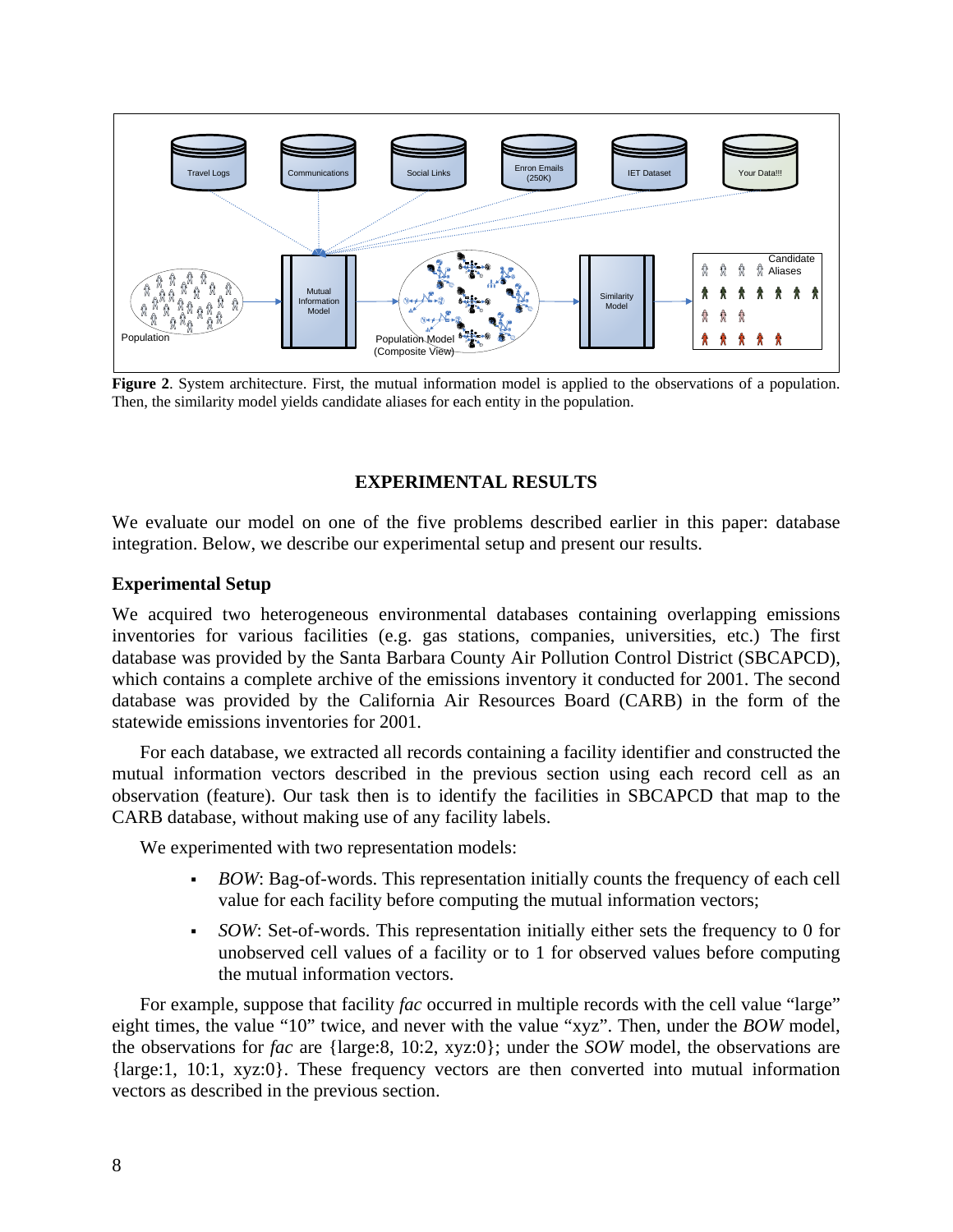**Figure 2**. System architecture. First, the mutual information model is applied to the observations of a population. Then, the similarity model yields candidate aliases for each entity in the population.

## EXPERIMENTAL RESULTS

We evaluate our model on one of the five problems described earlier in this paper: database integration. Below, we describe our experimental setup and present our results.

### Experimental Setup

We acquired two heterogeneous environmental databases containing overlapping emissions inventories for various facilities (e.g. gas stations, companies, universities, etc.) The first database was provided by the Santa Barbara County Air Pollution Control District (SBCAPCD), which contains a complete archive of the emissions inventory it conducted for 2001. The second database was provided by the California Air Resources Board (CARB) in the form of the statewide emissions inventories for 2001.

For each database, we extracted all records containing a facility identifier and constructed the mutual information vectors described in the previous section using each record cell as an observation (feature). Our task then is to identify the facilities in SBCAPCD that map to the CARB database, without making use of any facility labels.

We experimented with two representation models:

- *BOW*: Bag-of-words. This representation initially counts the frequency of each cell value for each facility before computing the mutual information vectors;
- *SOW*: Set-of-words. This representation initially either sets the frequency to 0 for unobserved cell values of a facility or to 1 for observed values before computing the mutual information vectors.

For example, suppose that facility *fac* occurred in multiple records with the cell value "large" eight times, the value "10" twice, and never with the value "xyz". Then, under the *BOW* model, the observations for *fac* are {large:8, 10:2, xyz:0}; under the *SOW* model, the observations are {large:1, 10:1, xyz:0}. These frequency vectors are then converted into mutual information vectors as described in the previous section.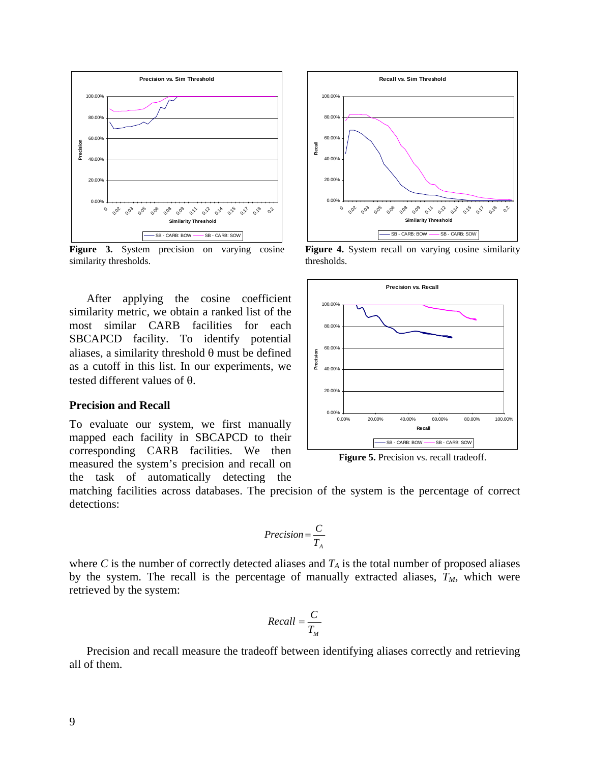**Figure 3.** System precision on varying cosine similarity thresholds.

**Figure 4.** System recall on varying cosine similarity thresholds.

After applying the cosine coefficient similarity metric, we obtain a ranked list of the most similar CARB facilities for each SBCAPCD facility. To identify potential aliases, a similarity threshold θ must be defined as a cutoff in this list. In our experiments, we tested different values of θ.

**Figure 5.** Precision vs. recall tradeoff.

### Precision and Recall

To evaluate our system, we first manually mapped each facility in SBCAPCD to their corresponding CARB facilities. We then measured the system's precision and recall on the task of automatically detecting the matching facilities across databases. The precision of the system is the percentage of correct detections:

$$Precision = \frac{C}{T_A}$$

where $C$ is the number of correctly detected aliases and $T_A$ is the total number of proposed aliases by the system. The recall is the percentage of manually extracted aliases, $T_M$, which were retrieved by the system:

$$Recall = \frac{C}{T_M}$$

Precision and recall measure the tradeoff between identifying aliases correctly and retrieving all of them.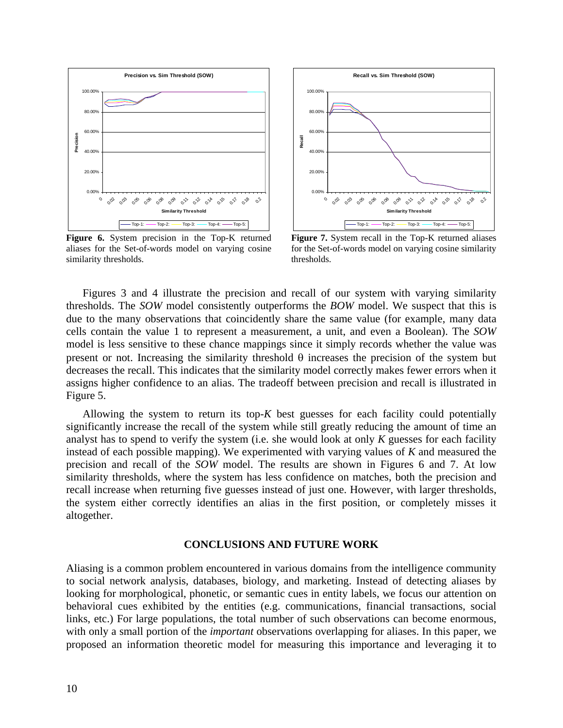**Figure 6.** System precision in the Top-K returned aliases for the Set-of-words model on varying cosine similarity thresholds.

**Figure 7.** System recall in the Top-K returned aliases for the Set-of-words model on varying cosine similarity thresholds.

Figures 3 and 4 illustrate the precision and recall of our system with varying similarity thresholds. The *SOW* model consistently outperforms the *BOW* model. We suspect that this is due to the many observations that coincidently share the same value (for example, many data cells contain the value 1 to represent a measurement, a unit, and even a Boolean). The *SOW* model is less sensitive to these chance mappings since it simply records whether the value was present or not. Increasing the similarity threshold θ increases the precision of the system but decreases the recall. This indicates that the similarity model correctly makes fewer errors when it assigns higher confidence to an alias. The tradeoff between precision and recall is illustrated in Figure 5.

Allowing the system to return its top-*K* best guesses for each facility could potentially significantly increase the recall of the system while still greatly reducing the amount of time an analyst has to spend to verify the system (i.e. she would look at only *K* guesses for each facility instead of each possible mapping). We experimented with varying values of *K* and measured the precision and recall of the *SOW* model. The results are shown in Figures 6 and 7. At low similarity thresholds, where the system has less confidence on matches, both the precision and recall increase when returning five guesses instead of just one. However, with larger thresholds, the system either correctly identifies an alias in the first position, or completely misses it altogether.

## CONCLUSIONS AND FUTURE WORK

Aliasing is a common problem encountered in various domains from the intelligence community to social network analysis, databases, biology, and marketing. Instead of detecting aliases by looking for morphological, phonetic, or semantic cues in entity labels, we focus our attention on behavioral cues exhibited by the entities (e.g. communications, financial transactions, social links, etc.) For large populations, the total number of such observations can become enormous, with only a small portion of the *important* observations overlapping for aliases. In this paper, we proposed an information theoretic model for measuring this importance and leveraging it to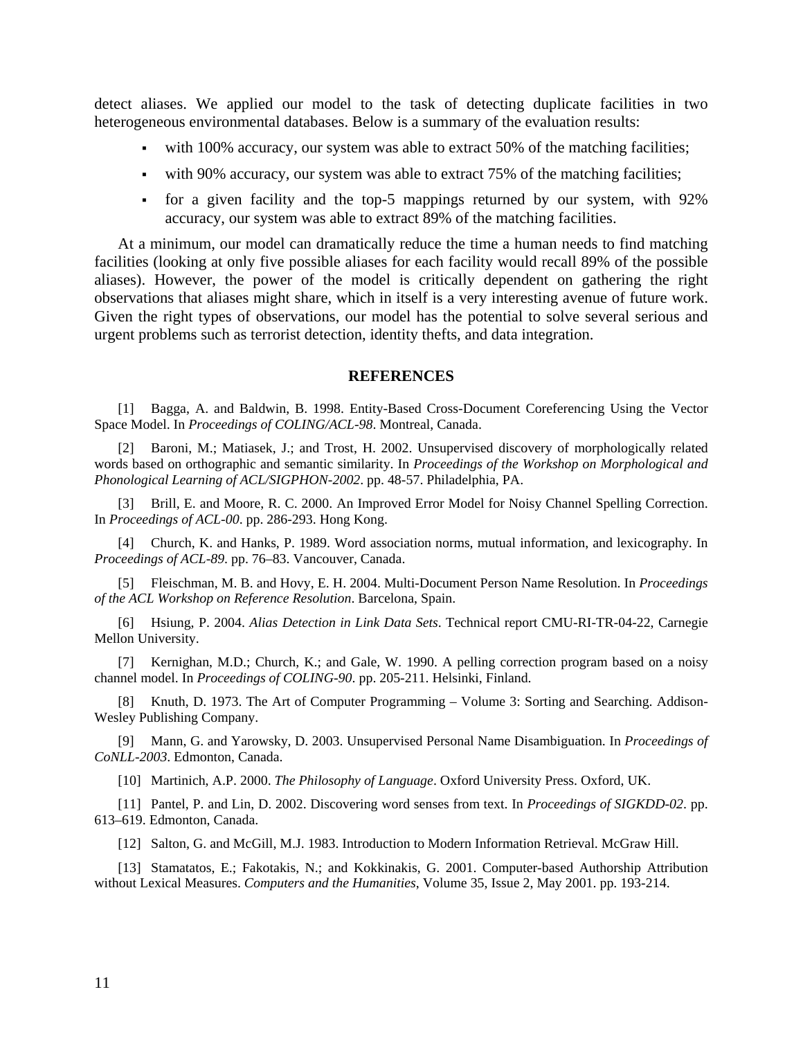detect aliases. We applied our model to the task of detecting duplicate facilities in two heterogeneous environmental databases. Below is a summary of the evaluation results:

- with 100% accuracy, our system was able to extract 50% of the matching facilities;
- with 90% accuracy, our system was able to extract 75% of the matching facilities;
- for a given facility and the top-5 mappings returned by our system, with 92% accuracy, our system was able to extract 89% of the matching facilities.

At a minimum, our model can dramatically reduce the time a human needs to find matching facilities (looking at only five possible aliases for each facility would recall 89% of the possible aliases). However, the power of the model is critically dependent on gathering the right observations that aliases might share, which in itself is a very interesting avenue of future work. Given the right types of observations, our model has the potential to solve several serious and urgent problems such as terrorist detection, identity thefts, and data integration.

## REFERENCES

[1] Bagga, A. and Baldwin, B. 1998. Entity-Based Cross-Document Coreferencing Using the Vector Space Model. In *Proceedings of COLING/ACL-98*. Montreal, Canada.

[2] Baroni, M.; Matiasek, J.; and Trost, H. 2002. Unsupervised discovery of morphologically related words based on orthographic and semantic similarity. In *Proceedings of the Workshop on Morphological and Phonological Learning of ACL/SIGPHON-2002*. pp. 48-57. Philadelphia, PA.

[3] Brill, E. and Moore, R. C. 2000. An Improved Error Model for Noisy Channel Spelling Correction. In *Proceedings of ACL-00*. pp. 286-293. Hong Kong.

[4] Church, K. and Hanks, P. 1989. Word association norms, mutual information, and lexicography. In *Proceedings of ACL-89*. pp. 76–83. Vancouver, Canada.

[5] Fleischman, M. B. and Hovy, E. H. 2004. Multi-Document Person Name Resolution. In *Proceedings of the ACL Workshop on Reference Resolution*. Barcelona, Spain.

[6] Hsiung, P. 2004. *Alias Detection in Link Data Sets*. Technical report CMU-RI-TR-04-22, Carnegie Mellon University.

[7] Kernighan, M.D.; Church, K.; and Gale, W. 1990. A pelling correction program based on a noisy channel model. In *Proceedings of COLING-90*. pp. 205-211. Helsinki, Finland.

[8] Knuth, D. 1973. The Art of Computer Programming – Volume 3: Sorting and Searching. Addison-Wesley Publishing Company.

[9] Mann, G. and Yarowsky, D. 2003. Unsupervised Personal Name Disambiguation. In *Proceedings of CoNLL-2003*. Edmonton, Canada.

[10] Martinich, A.P. 2000. *The Philosophy of Language*. Oxford University Press. Oxford, UK.

[11] Pantel, P. and Lin, D. 2002. Discovering word senses from text. In *Proceedings of SIGKDD-02*. pp. 613–619. Edmonton, Canada.

[12] Salton, G. and McGill, M.J. 1983. Introduction to Modern Information Retrieval. McGraw Hill.

[13] Stamatatos, E.; Fakotakis, N.; and Kokkinakis, G. 2001. Computer-based Authorship Attribution without Lexical Measures. *Computers and the Humanities*, Volume 35, Issue 2, May 2001. pp. 193-214.